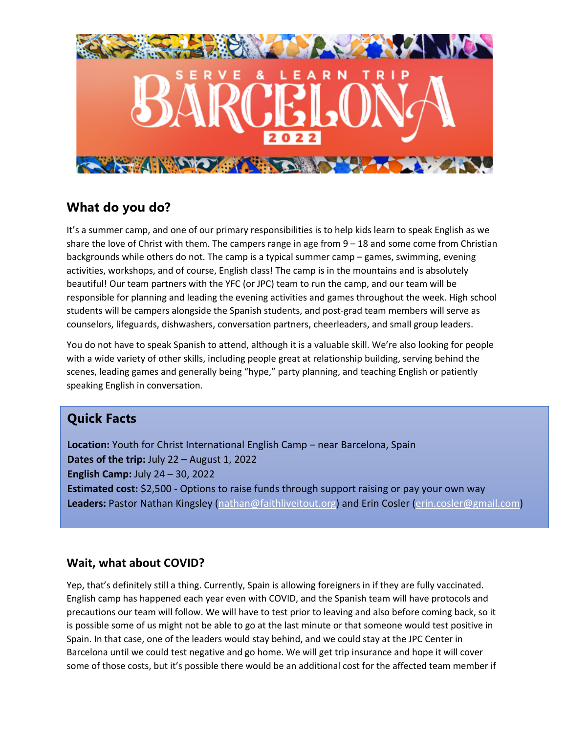# SERVE & LEARN TRIP BARCELONA 2022

## What do you do?

It's a summer camp, and one of our primary responsibilities is to help kids learn to speak English as we share the love of Christ with them. The campers range in age from 9 – 18 and some come from Christian backgrounds while others do not. The camp is a typical summer camp – games, swimming, evening activities, workshops, and of course, English class! The camp is in the mountains and is absolutely beautiful! Our team partners with the YFC (or JPC) team to run the camp, and our team will be responsible for planning and leading the evening activities and games throughout the week. High school students will be campers alongside the Spanish students, and post-grad team members will serve as counselors, lifeguards, dishwashers, conversation partners, cheerleaders, and small group leaders.

You do not have to speak Spanish to attend, although it is a valuable skill. We're also looking for people with a wide variety of other skills, including people great at relationship building, serving behind the scenes, leading games and generally being "hype," party planning, and teaching English or patiently speaking English in conversation.

## Quick Facts

**Location:** Youth for Christ International English Camp – near Barcelona, Spain
**Dates of the trip:** July 22 – August 1, 2022
**English Camp:** July 24 – 30, 2022
**Estimated cost:** $2,500 - Options to raise funds through support raising or pay your own way
**Leaders:** Pastor Nathan Kingsley (nathan@faithliveitout.org) and Erin Cosler (erin.cosler@gmail.com)

## Wait, what about COVID?

Yep, that's definitely still a thing. Currently, Spain is allowing foreigners in if they are fully vaccinated. English camp has happened each year even with COVID, and the Spanish team will have protocols and precautions our team will follow. We will have to test prior to leaving and also before coming back, so it is possible some of us might not be able to go at the last minute or that someone would test positive in Spain. In that case, one of the leaders would stay behind, and we could stay at the JPC Center in Barcelona until we could test negative and go home. We will get trip insurance and hope it will cover some of those costs, but it's possible there would be an additional cost for the affected team member if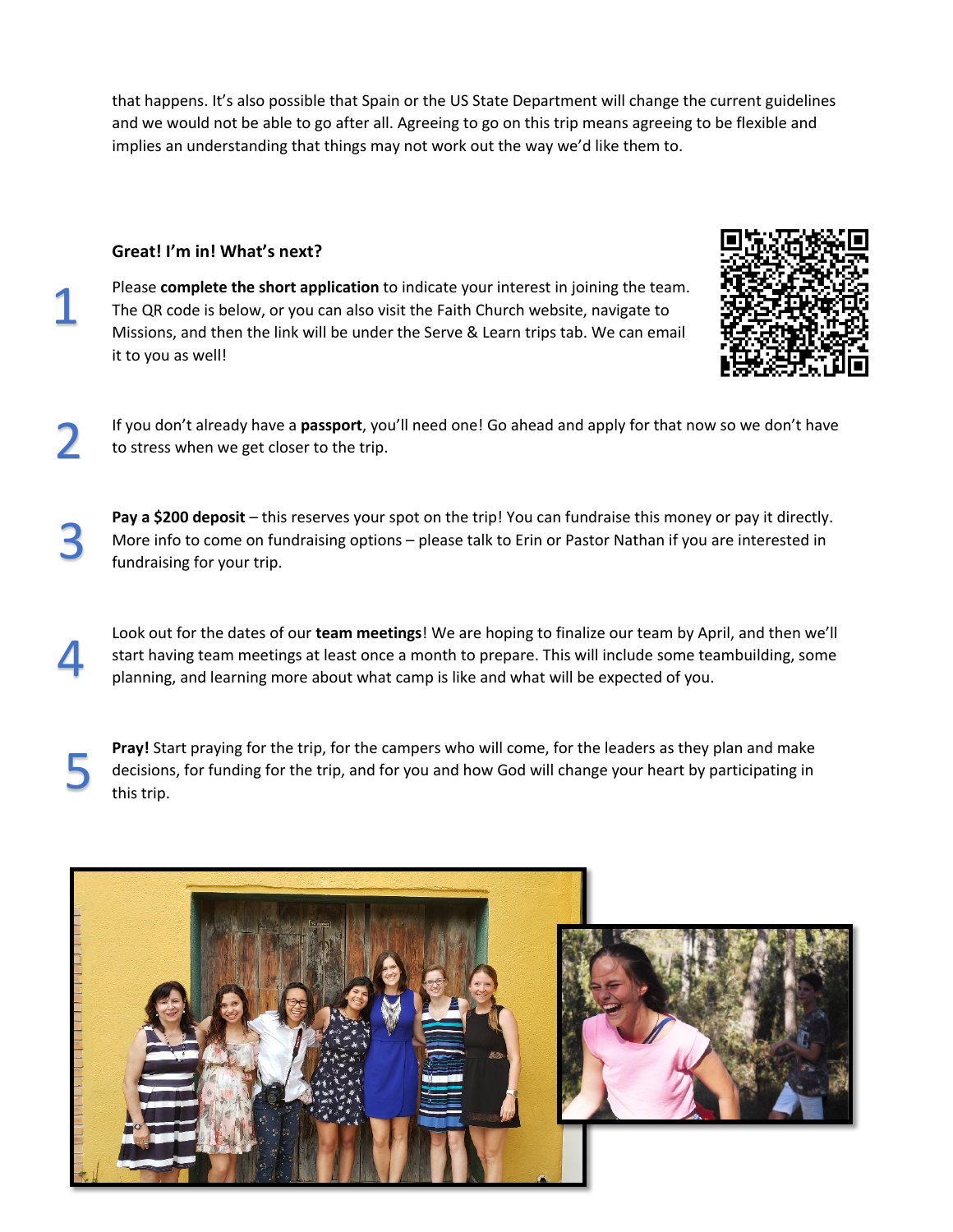that happens. It's also possible that Spain or the US State Department will change the current guidelines and we would not be able to go after all. Agreeing to go on this trip means agreeing to be flexible and implies an understanding that things may not work out the way we'd like them to.

### Great! I'm in! What's next?

1. Please **complete the short application** to indicate your interest in joining the team. The QR code is below, or you can also visit the Faith Church website, navigate to Missions, and then the link will be under the Serve & Learn trips tab. We can email it to you as well!

2. If you don't already have a **passport**, you'll need one! Go ahead and apply for that now so we don't have to stress when we get closer to the trip.

3. **Pay a $200 deposit** – this reserves your spot on the trip! You can fundraise this money or pay it directly. More info to come on fundraising options – please talk to Erin or Pastor Nathan if you are interested in fundraising for your trip.

4. Look out for the dates of our **team meetings**! We are hoping to finalize our team by April, and then we'll start having team meetings at least once a month to prepare. This will include some teambuilding, some planning, and learning more about what camp is like and what will be expected of you.

5. **Pray!** Start praying for the trip, for the campers who will come, for the leaders as they plan and make decisions, for funding for the trip, and for you and how God will change your heart by participating in this trip.